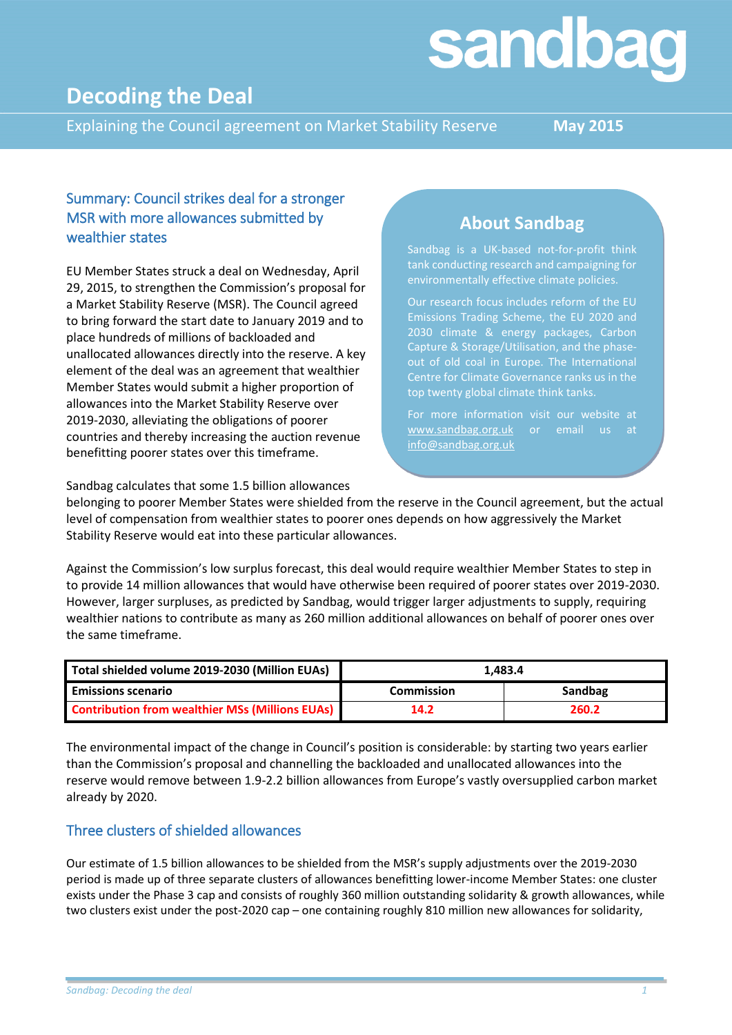# Decoding the Deal

Explaining the Council agreement on Market Stability Reserve

**May 2015**

## Summary: Council strikes deal for a stronger MSR with more allowances submitted by wealthier states

EU Member States struck a deal on Wednesday, April 29, 2015, to strengthen the Commission's proposal for a Market Stability Reserve (MSR). The Council agreed to bring forward the start date to January 2019 and to place hundreds of millions of backloaded and unallocated allowances directly into the reserve. A key element of the deal was an agreement that wealthier Member States would submit a higher proportion of allowances into the Market Stability Reserve over 2019-2030, alleviating the obligations of poorer countries and thereby increasing the auction revenue benefitting poorer states over this timeframe.

### About Sandbag

Sandbag is a UK-based not-for-profit think tank conducting research and campaigning for environmentally effective climate policies.

Our research focus includes reform of the EU Emissions Trading Scheme, the EU 2020 and 2030 climate & energy packages, Carbon Capture & Storage/Utilisation, and the phase-out of old coal in Europe. The International Centre for Climate Governance ranks us in the top twenty global climate think tanks.

For more information visit our website at www.sandbag.org.uk or email us at info@sandbag.org.uk

Sandbag calculates that some 1.5 billion allowances belonging to poorer Member States were shielded from the reserve in the Council agreement, but the actual level of compensation from wealthier states to poorer ones depends on how aggressively the Market Stability Reserve would eat into these particular allowances.

Against the Commission's low surplus forecast, this deal would require wealthier Member States to step in to provide 14 million allowances that would have otherwise been required of poorer states over 2019-2030. However, larger surpluses, as predicted by Sandbag, would trigger larger adjustments to supply, requiring wealthier nations to contribute as many as 260 million additional allowances on behalf of poorer ones over the same timeframe.

| **Total shielded volume 2019-2030 (Million EUAs)** | **1,483.4** | |
|---|---|---|
| **Emissions scenario** | **Commission** | **Sandbag** |
| **Contribution from wealthier MSs (Millions EUAs)** | **14.2** | **260.2** |

The environmental impact of the change in Council's position is considerable: by starting two years earlier than the Commission's proposal and channelling the backloaded and unallocated allowances into the reserve would remove between 1.9-2.2 billion allowances from Europe's vastly oversupplied carbon market already by 2020.

## Three clusters of shielded allowances

Our estimate of 1.5 billion allowances to be shielded from the MSR's supply adjustments over the 2019-2030 period is made up of three separate clusters of allowances benefitting lower-income Member States: one cluster exists under the Phase 3 cap and consists of roughly 360 million outstanding solidarity & growth allowances, while two clusters exist under the post-2020 cap – one containing roughly 810 million new allowances for solidarity,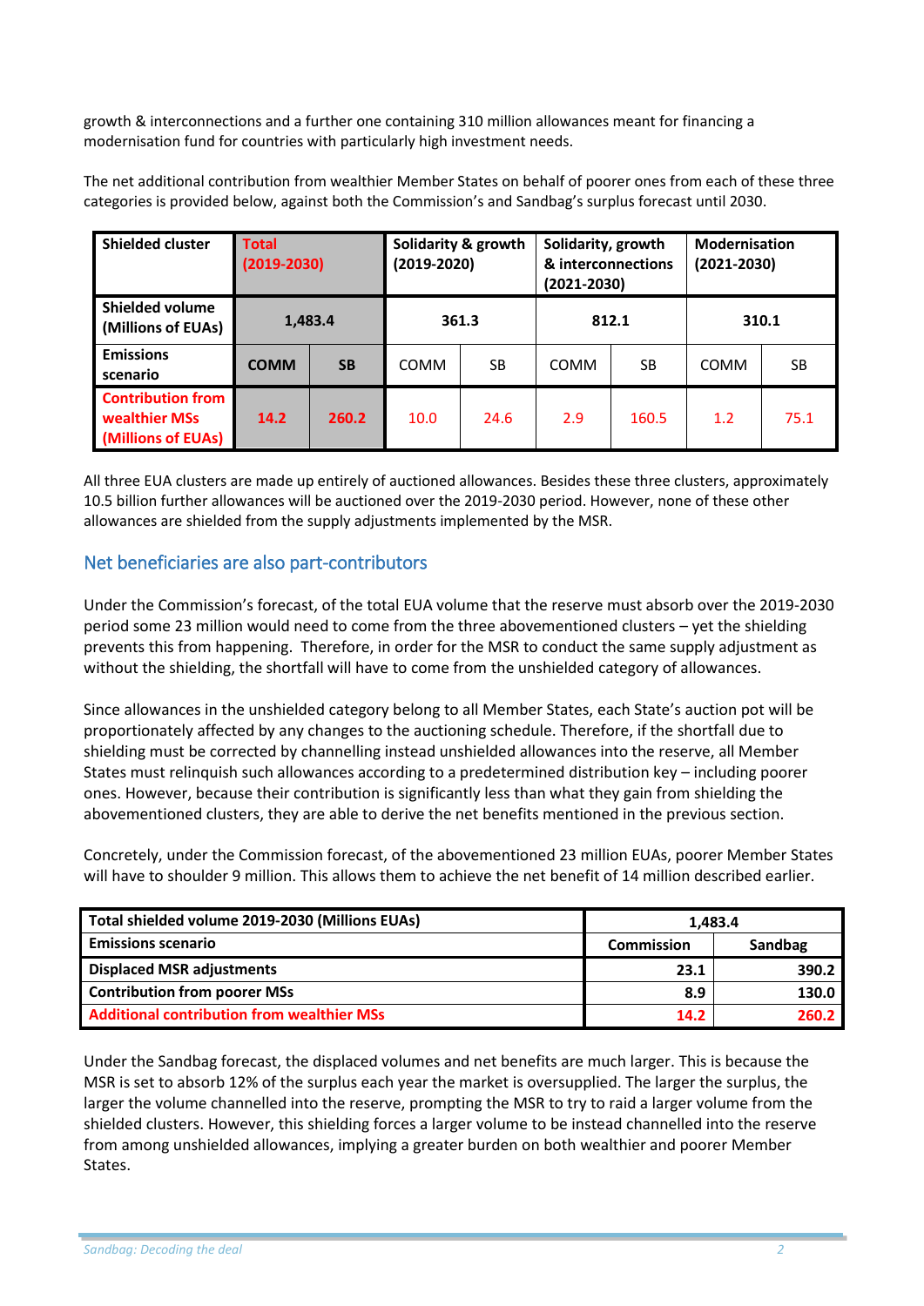growth & interconnections and a further one containing 310 million allowances meant for financing a modernisation fund for countries with particularly high investment needs.

The net additional contribution from wealthier Member States on behalf of poorer ones from each of these three categories is provided below, against both the Commission's and Sandbag's surplus forecast until 2030.

| Shielded cluster | Total (2019-2030) | | Solidarity & growth (2019-2020) | | Solidarity, growth & interconnections (2021-2030) | | Modernisation (2021-2030) | |
|---|---|---|---|---|---|---|---|---|
| Shielded volume (Millions of EUAs) | 1,483.4 | | 361.3 | | 812.1 | | 310.1 | |
| Emissions scenario | COMM | SB | COMM | SB | COMM | SB | COMM | SB |
| Contribution from wealthier MSs (Millions of EUAs) | 14.2 | 260.2 | 10.0 | 24.6 | 2.9 | 160.5 | 1.2 | 75.1 |

All three EUA clusters are made up entirely of auctioned allowances. Besides these three clusters, approximately 10.5 billion further allowances will be auctioned over the 2019-2030 period. However, none of these other allowances are shielded from the supply adjustments implemented by the MSR.

## Net beneficiaries are also part-contributors

Under the Commission's forecast, of the total EUA volume that the reserve must absorb over the 2019-2030 period some 23 million would need to come from the three abovementioned clusters – yet the shielding prevents this from happening. Therefore, in order for the MSR to conduct the same supply adjustment as without the shielding, the shortfall will have to come from the unshielded category of allowances.

Since allowances in the unshielded category belong to all Member States, each State's auction pot will be proportionately affected by any changes to the auctioning schedule. Therefore, if the shortfall due to shielding must be corrected by channelling instead unshielded allowances into the reserve, all Member States must relinquish such allowances according to a predetermined distribution key – including poorer ones. However, because their contribution is significantly less than what they gain from shielding the abovementioned clusters, they are able to derive the net benefits mentioned in the previous section.

Concretely, under the Commission forecast, of the abovementioned 23 million EUAs, poorer Member States will have to shoulder 9 million. This allows them to achieve the net benefit of 14 million described earlier.

| Total shielded volume 2019-2030 (Millions EUAs) | 1,483.4 | |
|---|---|---|
| Emissions scenario | Commission | Sandbag |
| Displaced MSR adjustments | 23.1 | 390.2 |
| Contribution from poorer MSs | 8.9 | 130.0 |
| Additional contribution from wealthier MSs | 14.2 | 260.2 |

Under the Sandbag forecast, the displaced volumes and net benefits are much larger. This is because the MSR is set to absorb 12% of the surplus each year the market is oversupplied. The larger the surplus, the larger the volume channelled into the reserve, prompting the MSR to try to raid a larger volume from the shielded clusters. However, this shielding forces a larger volume to be instead channelled into the reserve from among unshielded allowances, implying a greater burden on both wealthier and poorer Member States.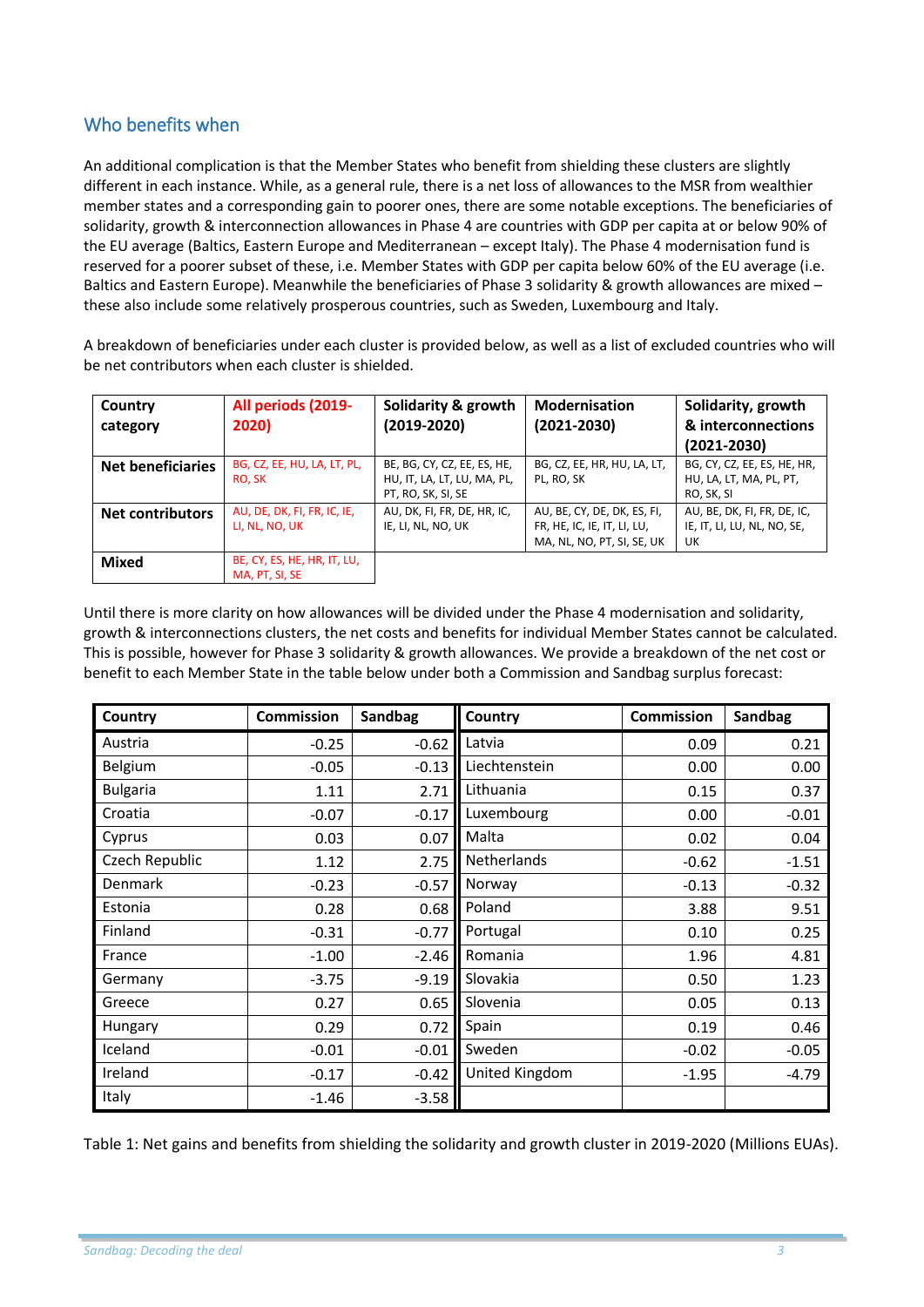## Who benefits when

An additional complication is that the Member States who benefit from shielding these clusters are slightly different in each instance. While, as a general rule, there is a net loss of allowances to the MSR from wealthier member states and a corresponding gain to poorer ones, there are some notable exceptions. The beneficiaries of solidarity, growth & interconnection allowances in Phase 4 are countries with GDP per capita at or below 90% of the EU average (Baltics, Eastern Europe and Mediterranean – except Italy). The Phase 4 modernisation fund is reserved for a poorer subset of these, i.e. Member States with GDP per capita below 60% of the EU average (i.e. Baltics and Eastern Europe). Meanwhile the beneficiaries of Phase 3 solidarity & growth allowances are mixed – these also include some relatively prosperous countries, such as Sweden, Luxembourg and Italy.

A breakdown of beneficiaries under each cluster is provided below, as well as a list of excluded countries who will be net contributors when each cluster is shielded.

| Country category | All periods (2019-2020) | Solidarity & growth (2019-2020) | Modernisation (2021-2030) | Solidarity, growth & interconnections (2021-2030) |
|---|---|---|---|---|
| **Net beneficiaries** | BG, CZ, EE, HU, LA, LT, PL, RO, SK | BE, BG, CY, CZ, EE, ES, HE, HU, IT, LA, LT, LU, MA, PL, PT, RO, SK, SI, SE | BG, CZ, EE, HR, HU, LA, LT, PL, RO, SK | BG, CY, CZ, EE, ES, HE, HR, HU, LA, LT, MA, PL, PT, RO, SK, SI |
| **Net contributors** | AU, DE, DK, FI, FR, IC, IE, LI, NL, NO, UK | AU, DK, FI, FR, DE, HR, IC, IE, LI, NL, NO, UK | AU, BE, CY, DE, DK, ES, FI, FR, HE, IC, IE, IT, LI, LU, MA, NL, NO, PT, SI, SE, UK | AU, BE, DK, FI, FR, DE, IC, IE, IT, LI, LU, NL, NO, SE, UK |
| **Mixed** | BE, CY, ES, HE, HR, IT, LU, MA, PT, SI, SE | | | |

Until there is more clarity on how allowances will be divided under the Phase 4 modernisation and solidarity, growth & interconnections clusters, the net costs and benefits for individual Member States cannot be calculated. This is possible, however for Phase 3 solidarity & growth allowances. We provide a breakdown of the net cost or benefit to each Member State in the table below under both a Commission and Sandbag surplus forecast:

| Country | Commission | Sandbag | Country | Commission | Sandbag |
|---|---|---|---|---|---|
| Austria | -0.25 | -0.62 | Latvia | 0.09 | 0.21 |
| Belgium | -0.05 | -0.13 | Liechtenstein | 0.00 | 0.00 |
| Bulgaria | 1.11 | 2.71 | Lithuania | 0.15 | 0.37 |
| Croatia | -0.07 | -0.17 | Luxembourg | 0.00 | -0.01 |
| Cyprus | 0.03 | 0.07 | Malta | 0.02 | 0.04 |
| Czech Republic | 1.12 | 2.75 | Netherlands | -0.62 | -1.51 |
| Denmark | -0.23 | -0.57 | Norway | -0.13 | -0.32 |
| Estonia | 0.28 | 0.68 | Poland | 3.88 | 9.51 |
| Finland | -0.31 | -0.77 | Portugal | 0.10 | 0.25 |
| France | -1.00 | -2.46 | Romania | 1.96 | 4.81 |
| Germany | -3.75 | -9.19 | Slovakia | 0.50 | 1.23 |
| Greece | 0.27 | 0.65 | Slovenia | 0.05 | 0.13 |
| Hungary | 0.29 | 0.72 | Spain | 0.19 | 0.46 |
| Iceland | -0.01 | -0.01 | Sweden | -0.02 | -0.05 |
| Ireland | -0.17 | -0.42 | United Kingdom | -1.95 | -4.79 |
| Italy | -1.46 | -3.58 | | | |

Table 1: Net gains and benefits from shielding the solidarity and growth cluster in 2019-2020 (Millions EUAs).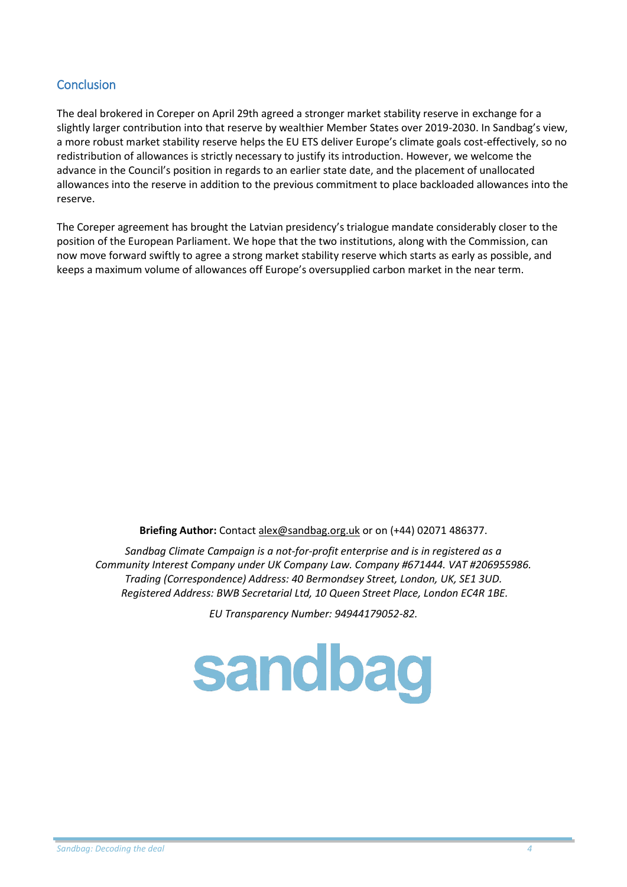## Conclusion

The deal brokered in Coreper on April 29th agreed a stronger market stability reserve in exchange for a slightly larger contribution into that reserve by wealthier Member States over 2019-2030. In Sandbag's view, a more robust market stability reserve helps the EU ETS deliver Europe's climate goals cost-effectively, so no redistribution of allowances is strictly necessary to justify its introduction. However, we welcome the advance in the Council's position in regards to an earlier state date, and the placement of unallocated allowances into the reserve in addition to the previous commitment to place backloaded allowances into the reserve.

The Coreper agreement has brought the Latvian presidency's trialogue mandate considerably closer to the position of the European Parliament. We hope that the two institutions, along with the Commission, can now move forward swiftly to agree a strong market stability reserve which starts as early as possible, and keeps a maximum volume of allowances off Europe's oversupplied carbon market in the near term.

**Briefing Author:** Contact alex@sandbag.org.uk or on (+44) 02071 486377.

*Sandbag Climate Campaign is a not-for-profit enterprise and is in registered as a Community Interest Company under UK Company Law. Company #671444. VAT #206955986. Trading (Correspondence) Address: 40 Bermondsey Street, London, UK, SE1 3UD. Registered Address: BWB Secretarial Ltd, 10 Queen Street Place, London EC4R 1BE.*

*EU Transparency Number: 94944179052-82.*

sandbag